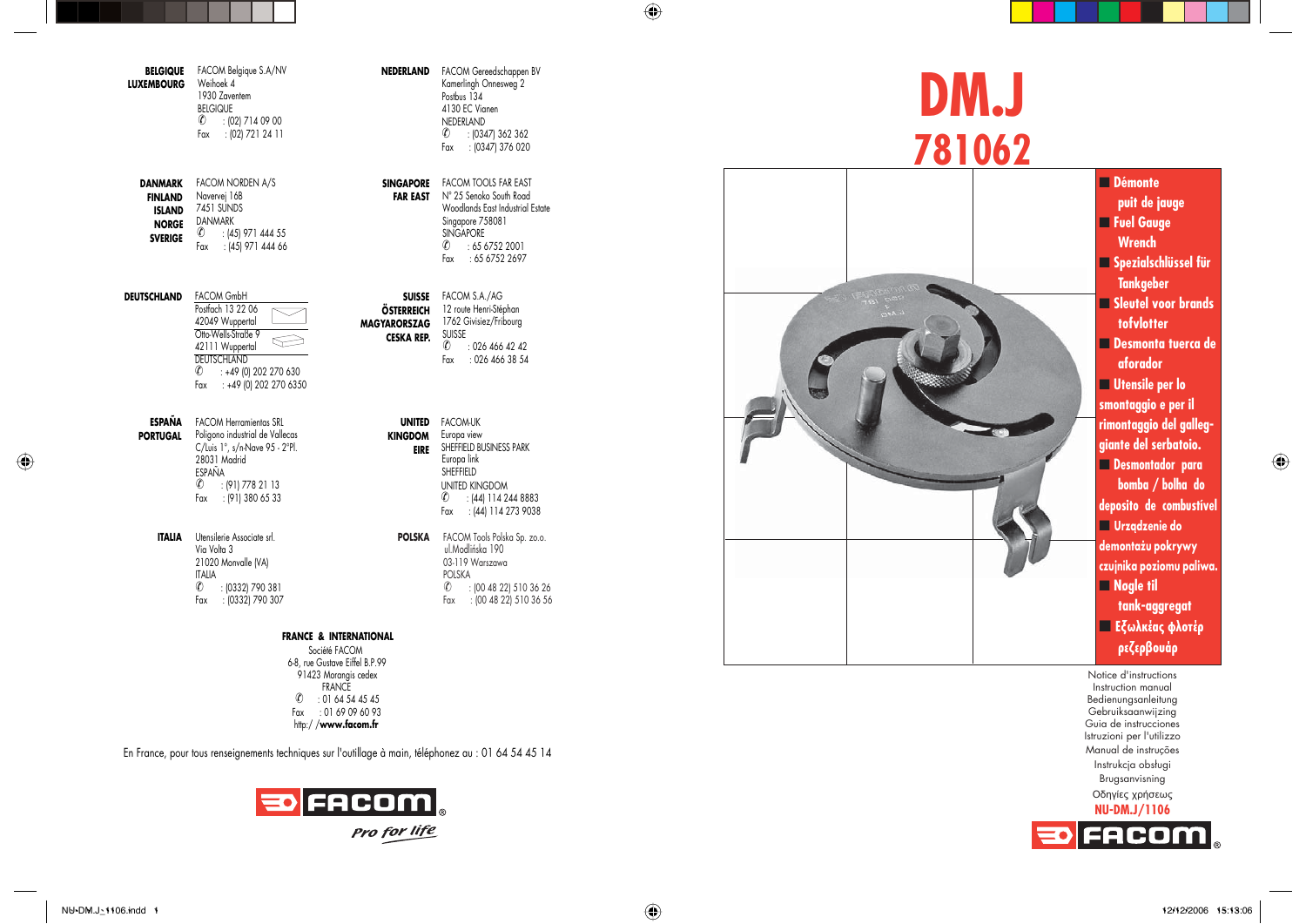**BELGIQUE**
**LUXEMBOURG**

FACOM Belgique S.A/NV
Weihoek 4
1930 Zaventem
BELGIQUE
✆ : (02) 714 09 00
Fax : (02) 721 24 11

**NEDERLAND**

FACOM Gereedschappen BV
Kamerlingh Onnesweg 2
Postbus 134
4130 EC Vianen
NEDERLAND
✆ : (0347) 362 362
Fax : (0347) 376 020

**DANMARK**
**FINLAND**
**ISLAND**
**NORGE**
**SVERIGE**

FACOM NORDEN A/S
Navervej 16B
7451 SUNDS
DANMARK
✆ : (45) 971 444 55
Fax : (45) 971 444 66

**SINGAPORE**
**FAR EAST**

FACOM TOOLS FAR EAST
N° 25 Senoko South Road
Woodlands East Industrial Estate
Singapore 758081
SINGAPORE
✆ : 65 6752 2001
Fax : 65 6752 2697

**DEUTSCHLAND**

FACOM GmbH
Postfach 13 22 06
42049 Wuppertal
Otto-Wells-Straße 9
42111 Wuppertal
DEUTSCHLAND
✆ : +49 (0) 202 270 630
Fax : +49 (0) 202 270 6350

**SUISSE**
**ÖSTERREICH**
**MAGYARORSZAG**
**CESKA REP.**

FACOM S.A./AG
12 route Henri-Stéphan
1762 Givisiez/Fribourg
SUISSE
✆ : 026 466 42 42
Fax : 026 466 38 54

**ESPAÑA**
**PORTUGAL**

FACOM Herramientas SRL
Poligono industrial de Vallecas
C/Luis 1°, s/n-Nave 95 - 2°Pl.
28031 Madrid
ESPAÑA
✆ : (91) 778 21 13
Fax : (91) 380 65 33

**UNITED KINGDOM**
**EIRE**

FACOM-UK
Europa view
SHEFFIELD BUSINESS PARK
Europa link
SHEFFIELD
UNITED KINGDOM
✆ : (44) 114 244 8883
Fax : (44) 114 273 9038

**ITALIA**

Utensilerie Associate srl.
Via Volta 3
21020 Monvalle (VA)
ITALIA
✆ : (0332) 790 381
Fax : (0332) 790 307

**POLSKA**

FACOM Tools Polska Sp. zo.o.
ul.Modlińska 190
03-119 Warszawa
POLSKA
✆ : (00 48 22) 510 36 26
Fax : (00 48 22) 510 36 56

**FRANCE & INTERNATIONAL**

Société FACOM
6-8, rue Gustave Eiffel B.P.99
91423 Morangis cedex
FRANCE
✆ : 01 64 54 45 45
Fax : 01 69 09 60 93
http:/ /**www.facom.fr**

En France, pour tous renseignements techniques sur l'outillage à main, téléphonez au : 01 64 54 45 14

FACOM
*Pro for life*

# DM.J
# 781062

- Démonte puit de jauge
- Fuel Gauge Wrench
- Spezialschlüssel für Tankgeber
- Sleutel voor brandstofvlotter
- Desmonta tuerca de aforador
- Utensile per lo smontaggio e per il rimontaggio del galleggiante del serbatoio.
- Desmontador para bomba / bolha do deposito de combustivel
- Urządzenie do demontażu pokrywy czujnika poziomu paliwa.
- Nøgle til tank-aggregat
- Εξωλκέας φλοτέρ ρεζερβουάρ

Notice d'instructions
Instruction manual
Bedienungsanleitung
Gebruiksaanwijzing
Guia de instrucciones
Istruzioni per l'utilizzo
Manual de instruções
Instrukcja obsługi
Brugsanvisning
Οδηγίες χρήσεως
**NU-DM.J/1106**

FACOM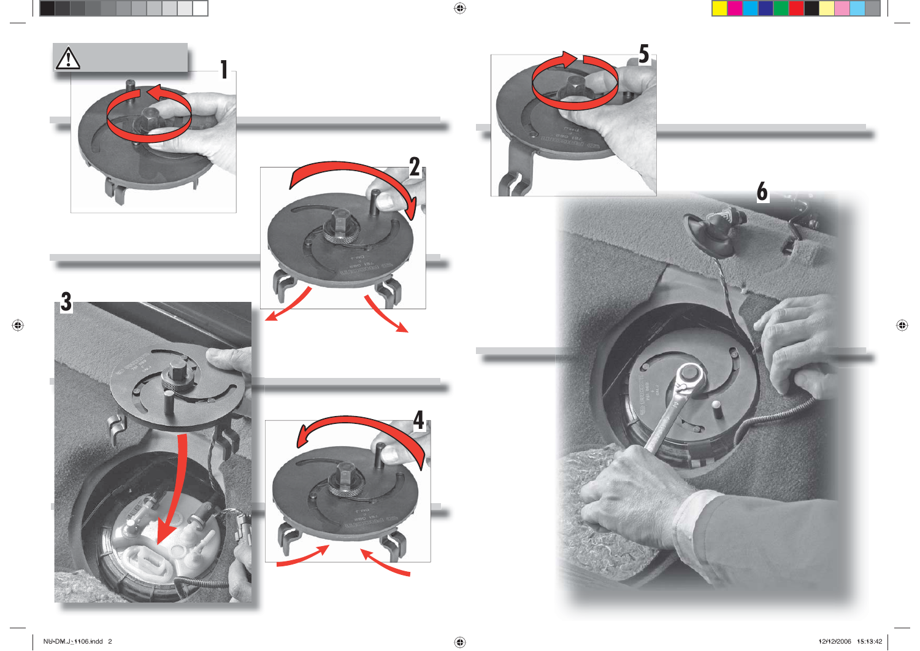1

2

3

4

5

6